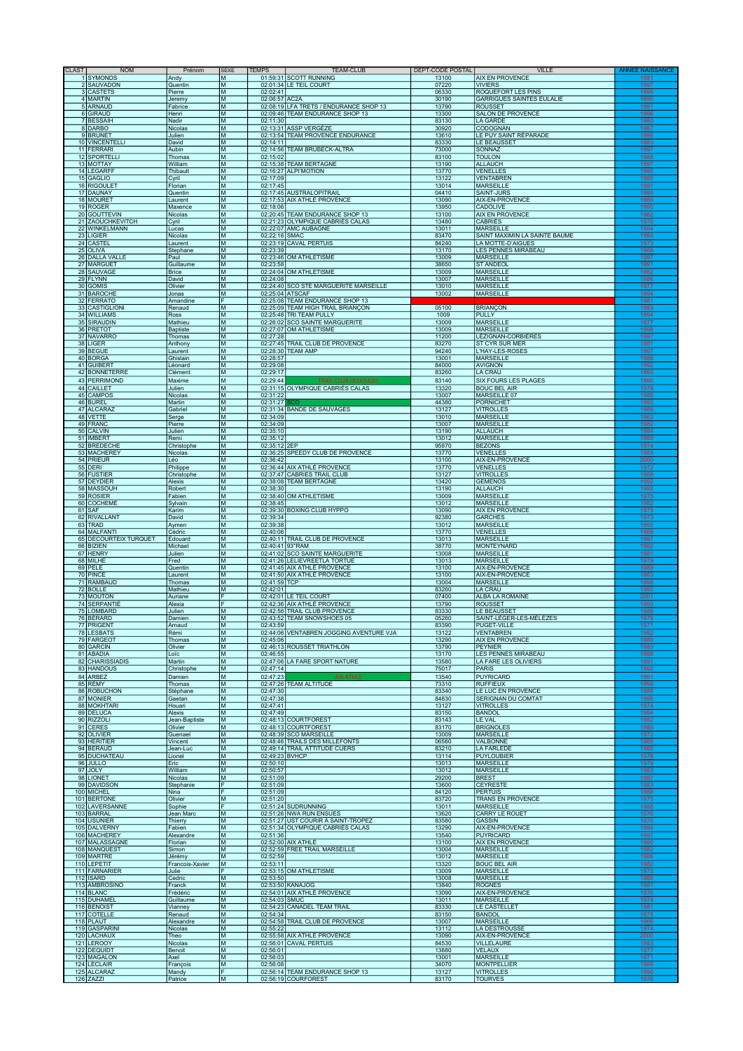| CLAST | NOM | Prénom | SEXE | TEMPS | TEAM-CLUB | DEPT-CODE POSTAL | VILLE | ANNEE NAISSANCE |
|---|---|---|---|---|---|---|---|---|
| 1 | SYMONDS | Andy | M | 01:59:31 | SCOTT RUNNING | 13100 | AIX EN PROVENCE | 1981 |
| 2 | SAUVADON | Quentin | M | 02:01:34 | LE TEIL COURT | 07220 | VIVIERS | 1997 |
| 3 | CASTETS | Pierre | M | 02:02:41 | | 06330 | ROQUEFORT LES PINS | 1995 |
| 4 | MARTIN | Jeremy | M | 02:06:57 | AC2A | 30190 | GARRIGUES SAINTES EULALIE | 1990 |
| 5 | ARNAUD | Fabrice | M | 02:08:19 | LFA TRETS / ENDURANCE SHOP 13 | 13790 | ROUSSET | 1981 |
| 6 | GIRAUD | Henri | M | 02:09:46 | TEAM ENDURANCE SHOP 13 | 13300 | SALON DE PROVENCE | 1996 |
| 7 | BESSAIH | Nadir | M | 02:11:30 | | 83130 | LA GARDE | 1980 |
| 8 | DARBO | Nicolas | M | 02:13:31 | ASSP VERGÈZE | 30920 | CODOGNAN | 1987 |
| 9 | BRUNET | Julien | M | 02:13:54 | TEAM PROVENCE ENDURANCE | 13610 | LE PUY SAINT RÉPARADE | 1996 |
| 10 | VINCENTELLI | David | M | 02:14:11 | | 83330 | LE BEAUSSET | 1983 |
| 11 | FERRARI | Aubin | M | 02:14:56 | TEAM BRUBECK-ALTRA | 73000 | SONNAZ | 1997 |
| 12 | SPORTELLI | Thomas | M | 02:15:02 | | 83100 | TOULON | 1988 |
| 13 | MOTTAY | William | M | 02:15:38 | TEAM BERTAGNE | 13190 | ALLAUCH | 1997 |
| 14 | LEGARFF | Thibault | M | 02:16:27 | ALPI'MOTION | 13770 | VENELLES | 1985 |
| 15 | GAGLIO | Cyril | M | 02:17:09 | | 13122 | VENTABREN | 1985 |
| 16 | RIGOULET | Florian | M | 02:17:45 | | 13014 | MARSEILLE | 1987 |
| 17 | DAUNAY | Quentin | M | 02:17:45 | AUSTRALOPITRAIL | 04410 | SAINT-JURS | 1990 |
| 18 | MOURET | Laurent | M | 02:17:53 | AIX ATHLÉ PROVENCE | 13090 | AIX-EN-PROVENCE | 1980 |
| 19 | ROGER | Maxence | M | 02:18:06 | | 13950 | CADOLIVE | 1990 |
| 20 | GOUTTEVIN | Nicolas | M | 02:20:45 | TEAM ENDURANCE SHOP 13 | 13100 | AIX EN PROVENCE | 1982 |
| 21 | ZAOUCHKEVITCH | Cyril | M | 02:21:23 | OLYMPIQUE CABRIÈS CALAS | 13480 | CABRIÈS | 1970 |
| 22 | WINKELMANN | Lucas | M | 02:22:07 | AMC AUBAGNE | 13011 | MARSEILLE | 1994 |
| 23 | LIGIER | Nicolas | M | 02:22:16 | SMAC | 83470 | SAINT MAXIMIN LA SAINTE BAUME | 1984 |
| 24 | CASTEL | Laurent | M | 02:23:19 | CAVAL PERTUIS | 84240 | LA MOTTE-D'AIGUES | 1973 |
| 25 | OLIVA | Stephane | M | 02:23:39 | | 13170 | LES PENNES MIRABEAU | 1968 |
| 26 | DALLA VALLE | Paul | M | 02:23:46 | OM ATHLETISME | 13009 | MARSEILLE | 1997 |
| 27 | MARGUET | Guillaume | M | 02:23:58 | | 38650 | ST ANDEOL | 1981 |
| 28 | SAUVAGE | Brice | M | 02:24:04 | OM ATHLETISME | 13009 | MARSEILLE | 1982 |
| 29 | FLYNN | David | M | 02:24:08 | | 13007 | MARSEILLE | 1986 |
| 30 | GOMIS | Olivier | M | 02:24:40 | SCO STE MARGUERITE MARSEILLE | 13010 | MARSEILLE | 1977 |
| 31 | BAROCHE | Jonas | M | 02:25:04 | ATSCAF | 13002 | MARSEILLE | 1984 |
| 32 | FERRATO | Amandine | F | 02:25:08 | TEAM ENDURANCE SHOP 13 | | | 1981 |
| 33 | CASTIGLIONI | Renaud | M | 02:25:09 | TEAM HIGH TRAIL BRIANÇON | 05100 | BRIANÇON | 1983 |
| 34 | WILLIAMS | Ross | M | 02:25:48 | TRI TEAM PULLY | 1009 | PULLY | 1994 |
| 35 | SIRAUDIN | Mathieu | M | 02:26:02 | SCO SAINTE MARGUERITE | 13009 | MARSEILLE | 1977 |
| 36 | PRETOT | Baptiste | M | 02:27:07 | OM ATHLETISME | 13009 | MARSEILLE | 1996 |
| 37 | NAVARRO | Thomas | M | 02:27:28 | | 11200 | LÉZIGNAN-CORBIÈRES | 1997 |
| 38 | LIGER | Anthony | M | 02:27:45 | TRAIL CLUB DE PROVENCE | 83270 | ST CYR SUR MER | 1981 |
| 39 | BEGUE | Laurent | M | 02:28:30 | TEAM AMP | 94240 | L'HAY-LES-ROSES | 1997 |
| 40 | BORGA | Ghislain | M | 02:28:57 | | 13001 | MARSEILLE | 1988 |
| 41 | GUIBERT | Léonard | M | 02:29:08 | | 84000 | AVIGNON | 1992 |
| 42 | BONNETERRE | Clément | M | 02:29:17 | | 83260 | LA CRAU | 1993 |
| 43 | PERRIMOND | Maxime | M | 02:29:44 | TRAIL CLUB OLLIOULES | 83140 | SIX FOURS LES PLAGES | 1990 |
| 44 | CAILLET | Julien | M | 02:31:15 | OLYMPIQUE CABRIÈS CALAS | 13320 | BOUC BEL AIR | 1979 |
| 45 | CAMPOS | Nicolas | M | 02:31:22 | | 13007 | MARSEILLE 07 | 1988 |
| 46 | BUREL | Martin | M | 02:31:27 | SCO | 44380 | PORNICHET | 1993 |
| 47 | ALCARAZ | Gabriel | M | 02:31:34 | BANDE DE SAUVAGES | 13127 | VITROLLES | 1982 |
| 48 | VETTE | Serge | M | 02:34:09 | | 13010 | MARSEILLE | 1983 |
| 49 | FRANC | Pierre | M | 02:34:09 | | 13007 | MARSEILLE | 1982 |
| 50 | CALVIN | Julien | M | 02:35:10 | | 13190 | ALLAUCH | 1984 |
| 51 | IMBERT | Remi | M | 02:35:12 | | 13012 | MARSEILLE | 1980 |
| 52 | BREDECHE | Christophe | M | 02:35:12 | 2EP | 95870 | BEZONS | 1974 |
| 53 | MACHEREY | Nicolas | M | 02:36:25 | SPEEDY CLUB DE PROVENCE | 13770 | VENELLES | 1983 |
| 54 | PRIEUR | Léo | M | 02:36:42 | | 13100 | AIX-EN-PROVENCE | 2000 |
| 55 | DERI | Philippe | M | 02:36:44 | AIX ATHLÉ PROVENCE | 13770 | VENELLES | 1972 |
| 56 | FUSTIER | Christophe | M | 02:37:47 | CABRIES TRAIL CLUB | 13127 | VITROLLES | 1988 |
| 57 | DEYDIER | Alexis | M | 02:38:08 | TEAM BERTAGNE | 13420 | GEMENOS | 1992 |
| 58 | MASSOUH | Robert | M | 02:38:30 | | 13190 | ALLAUCH | 1992 |
| 59 | ROSIER | Fabien | M | 02:38:40 | OM ATHLETISME | 13009 | MARSEILLE | 1975 |
| 60 | COCHEMÉ | Sylvain | M | 02:38:45 | | 13012 | MARSEILLE | 1982 |
| 61 | SAF | Karim | M | 02:39:30 | BOXING CLUB HYPPO | 13090 | AIX EN PROVENCE | 1973 |
| 62 | RIVALLANT | David | M | 02:39:34 | | 92380 | GARCHES | 1973 |
| 63 | TRAD | Aymen | M | 02:39:38 | | 13012 | MARSEILLE | 1992 |
| 64 | MALFANTI | Cédric | M | 02:40:06 | | 13770 | VENELLES | 1968 |
| 65 | DECOURTEIX TURQUET | Edouard | M | 02:40:11 | TRAIL CLUB DE PROVENCE | 13013 | MARSEILLE | 1987 |
| 66 | BIZIEN | Michael | M | 02:40:41 | 93"RAM | 38770 | MONTEYNARD | 1982 |
| 67 | HENRY | Julien | M | 02:41:02 | SCO SAINTE MARGUERITE | 13008 | MARSEILLE | 1981 |
| 68 | MILHE | Fred | M | 02:41:26 | LELIEVREETLA TORTUE | 13013 | MARSEILLE | 1979 |
| 69 | PELE | Quentin | M | 02:41:45 | AIX ATHLÉ PROVENCE | 13100 | AIX-EN-PROVENCE | 1989 |
| 70 | PINCE | Laurent | M | 02:41:50 | AIX ATHLÉ PROVENCE | 13100 | AIX-EN-PROVENCE | 1983 |
| 71 | RAMBAUD | Thomas | M | 02:41:59 | TCP | 13004 | MARSEILLE | 1996 |
| 72 | BOLLE | Mathieu | M | 02:42:01 | | 83260 | LA CRAU | 1993 |
| 73 | MOUTON | Auriane | F | 02:42:01 | LE TEIL COURT | 07400 | ALBA LA ROMAINE | 2001 |
| 74 | SERPANTIÉ | Alexia | F | 02:42:36 | AIX ATHLÉ PROVENCE | 13790 | ROUSSET | 1993 |
| 75 | LOMBARD | Julien | M | 02:42:56 | TRAIL CLUB PROVENCE | 83330 | LE BEAUSSET | 1986 |
| 76 | BÉRARD | Damien | M | 02:43:52 | TEAM SNOWSHOES 05 | 05260 | SAINT-LÉGER-LES-MÉLÈZES | 1979 |
| 77 | PRIGENT | Arnaud | M | 02:43:59 | | 83390 | PUGET-VILLE | 1971 |
| 78 | LESBATS | Rémi | M | 02:44:06 | VENTABREN JOGGING AVENTURE VJA | 13122 | VENTABREN | 1982 |
| 79 | FARGEOT | Thomas | M | 02:45:06 | | 13290 | AIX EN PROVENCE | 1989 |
| 80 | GARCIN | Olivier | M | 02:46:13 | ROUSSET TRIATHLON | 13790 | PEYNIER | 1983 |
| 81 | ABADIA | Loïc | M | 02:46:55 | | 13170 | LES PENNES MIRABEAU | 1988 |
| 82 | CHARISSIADIS | Martin | M | 02:47:06 | LA FARE SPORT NATURE | 13580 | LA FARE LES OLIVIERS | 1981 |
| 83 | HANDOUS | Christophe | M | 02:47:14 | | 75017 | PARIS | 1992 |
| 84 | ARBEZ | Damien | M | 02:47:23 | AIX ATHLÉ | 13540 | PUYRICARD | 1981 |
| 85 | REMY | Thomas | M | 02:47:26 | TEAM ALTITUDE | 73310 | RUFFIEUX | 1996 |
| 86 | ROBUCHON | Stéphane | M | 02:47:30 | | 83340 | LE LUC EN PROVENCE | 1988 |
| 87 | MONIER | Gaetan | M | 02:47:38 | | 84830 | SERIGNAN DU COMTAT | 1995 |
| 88 | MOKHTARI | Houari | M | 02:47:41 | | 13127 | VITROLLES | 1974 |
| 89 | DELUCA | Alexis | M | 02:47:49 | | 83150 | BANDOL | 1994 |
| 90 | RIZZOLI | Jean-Baptiste | M | 02:48:13 | COURTFOREST | 83143 | LE VAL | 1982 |
| 91 | CERES | Olivier | M | 02:48:13 | COURTFOREST | 83170 | BRIGNOLES | 1980 |
| 92 | OLIVIER | Guenael | M | 02:48:39 | SCO MARSEILLE | 13009 | MARSEILLE | 1972 |
| 93 | HERITIER | Vincent | M | 02:48:46 | TRAILS DES MILLEFONTS | 06560 | VALBONNE | 1985 |
| 94 | BERAUD | Jean-Luc | M | 02:49:14 | TRAIL ATTITUDE CUERS | 83210 | LA FARLEDE | 1960 |
| 95 | DUCHATEAU | Lionel | M | 02:49:23 | BVHCP | 13114 | PUYLOUBIER | 1978 |
| 96 | JULLO | Eric | M | 02:50:10 | | 13013 | MARSEILLE | 1976 |
| 97 | JOLY | William | M | 02:50:57 | | 13012 | MARSEILLE | 1983 |
| 98 | LIONET | Nicolas | M | 02:51:09 | | 29200 | BREST | 1987 |
| 99 | DAVIDSON | Stephanie | F | 02:51:09 | | 13600 | CEYRESTE | 1983 |
| 100 | MICHEL | Nina | F | 02:51:09 | | 84120 | PERTUIS | 1988 |
| 101 | BERTONE | Olivier | M | 02:51:20 | | 83720 | TRANS EN PROVENCE | 1975 |
| 102 | LAVERSANNE | Sophie | F | 02:51:24 | SUDRUNNING | 13011 | MARSEILLE | 1986 |
| 103 | BARRAL | Jean Marc | M | 02:51:26 | NWA RUN ENSUES | 13620 | CARRY LE ROUET | 1976 |
| 104 | USUNIER | Thierry | M | 02:51:27 | UST COURIR À SAINT-TROPEZ | 83580 | GASSIN | 1970 |
| 105 | DALVERNY | Fabien | M | 02:51:34 | OLYMPIQUE CABRIÈS CALAS | 13290 | AIX-EN-PROVENCE | 1994 |
| 106 | MACHEREY | Alexandre | M | 02:51:36 | | 13540 | PUYRICARD | 1997 |
| 107 | MALASSAGNE | Florian | M | 02:52:00 | AIX ATHLÉ | 13100 | AIX EN PROVENCE | 1990 |
| 108 | MANQUEST | Simon | M | 02:52:59 | FREE TRAIL MARSEILLE | 13004 | MARSEILLE | 1982 |
| 109 | MARTRE | Jérémy | M | 02:52:59 | | 13012 | MARSEILLE | 1980 |
| 110 | LEPETIT | Francois-Xavier | M | 02:53:11 | | 13320 | BOUC BEL AIR | 1982 |
| 111 | FARNARIER | Julie | F | 02:53:15 | OM ATHLETISME | 13009 | MARSEILLE | 1975 |
| 112 | ISARD | Cedric | M | 02:53:50 | | 13008 | MARSEILLE | 1985 |
| 113 | AMBROSINO | Franck | M | 02:53:50 | KANAJOG | 13840 | ROGNES | 1981 |
| 114 | BLANC | Frédéric | M | 02:54:01 | AIX ATHLÉ PROVENCE | 13090 | AIX-EN-PROVENCE | 1970 |
| 115 | DUHAMEL | Guillaume | M | 02:54:03 | SMUC | 13011 | MARSEILLE | 1974 |
| 116 | BENOIST | Vianney | M | 02:54:23 | CANADEL TEAM TRAIL | 83330 | LE CASTELLET | 1981 |
| 117 | COTELLE | Renaud | M | 02:54:34 | | 83150 | BANDOL | 1975 |
| 118 | PLAUT | Alexandre | M | 02:54:58 | TRAIL CLUB DE PROVENCE | 13007 | MARSEILLE | 1986 |
| 119 | GASPARINI | Nicolas | M | 02:55:22 | | 13112 | LA DESTROUSSE | 1974 |
| 120 | LACHAUX | Theo | M | 02:55:58 | AIX ATHLÉ PROVENCE | 13090 | AIX-EN-PROVENCE | 2000 |
| 121 | LEROOY | Nicolas | M | 02:56:01 | CAVAL PERTUIS | 84530 | VILLELAURE | 1983 |
| 122 | DEQUIDT | Benoit | M | 02:56:01 | | 13880 | VELAUX | 1977 |
| 123 | MAGALON | Axel | M | 02:56:03 | | 13001 | MARSEILLE | 1971 |
| 124 | LECLAIR | François | M | 02:56:08 | | 34070 | MONTPELLIER | 1989 |
| 125 | ALCARAZ | Mandy | F | 02:56:14 | TEAM ENDURANCE SHOP 13 | 13127 | VITROLLES | 1990 |
| 126 | ZAZZI | Patrice | M | 02:56:19 | COURFOREST | 83170 | TOURVES | 1976 |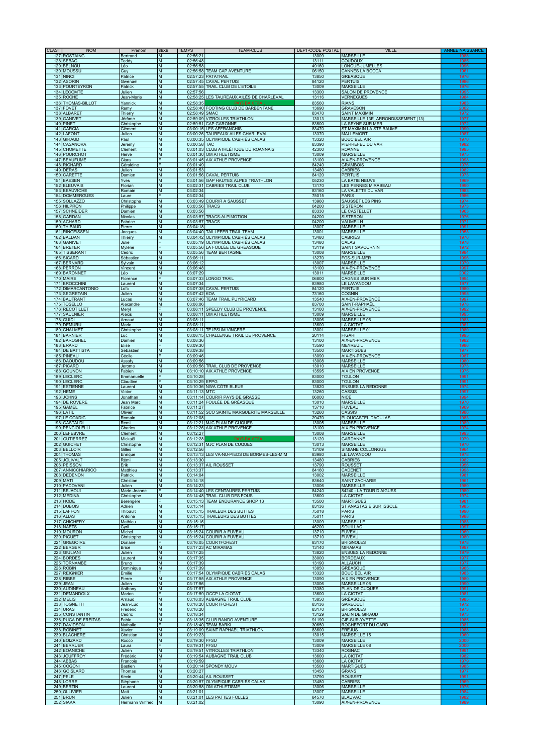| CLAST | NOM | Prénom | SEXE | TEMPS | TEAM-CLUB | DEPT-CODE POSTAL | VILLE | ANNEE NAISSANCE |
|---|---|---|---|---|---|---|---|---|
| 127 | ROSTAING | Bertrand | M | 02:56:21 | | 13009 | MARSEILLE | 1985 |
| 128 | SEBAG | Teddy | M | 02:56:48 | | 13111 | COUDOUX | 1985 |
| 129 | BELNOU | Léo | M | 02:56:58 | | 49160 | LONGUÉ-JUMELLES | 1996 |
| 130 | MOUSSU | Guy | M | 02:56:58 | TEAM CAP AVENTURE | 06150 | CANNES LA BOCCA | 1961 |
| 131 | NINCI | Patrice | M | 02:57:23 | PATATRAIL | 13850 | GREASQUE | 1976 |
| 132 | ASORIN | Gwenael | M | 02:57:45 | CAVAL PERTUIS | 84120 | PERTUIS | 1980 |
| 133 | POURTEYRON | Patrick | M | 02:57:55 | TRAIL CLUB DE L'ETOILE | 13009 | MARSEILLE | 1976 |
| 134 | LECOMTE | Julien | M | 02:57:56 | | 13300 | SALON DE PROVENCE | 1995 |
| 135 | ROCHE | Jean-Marie | M | 02:58:25 | LES TAUREAUX AILÉS DE CHARLEVAL | 13116 | VERNEGUES | 1964 |
| 136 | THOMAS-BILLOT | Yannick | M | 02:58:35 | PAYS D'AIX TRAIL | 83560 | RIANS | 1983 |
| 137 | FOVET | Remy | M | 02:58:40 | FOOTING CLUB DE BARBENTANE | 13690 | GRAVESON | 2002 |
| 138 | ALBARET | Thierry | M | 02:58:49 | SMAC | 83470 | SAINT MAXIMIN | 1972 |
| 139 | GANIVET | Jérôme | M | 02:59:09 | VITROLLES TRIATHLON | 13013 | MARSEILLE 13E ARRONDISSEMENT (13) | 1977 |
| 140 | PINET | Christophe | M | 02:59:51 | CAP GARONNE | 83500 | LA SEYNE SUR MER | 1972 |
| 141 | GARCIA | Clément | M | 03:00:15 | LES AFFRANCHIS | 83470 | ST MAXIMIN LA STE BAUME | 1990 |
| 142 | LAFONT | Julien | M | 03:00:26 | TAUREAUX AILES CHARLEVAL | 13370 | MALLEMORT | 1987 |
| 143 | GIRAUD | Paul | M | 03:00:35 | OLYMPIQUE CABRIÈS CALAS | 13320 | BOUC BEL AIR | 1970 |
| 144 | CASANOVA | Jeremy | M | 03:00:58 | TAC | 83390 | PIERREFEU DU VAR | 1982 |
| 145 | CHOMETTE | Clement | M | 03:01:03 | CLUB ATHLÉTIQUE DU ROANNAIS | 42300 | ROANNE | 1995 |
| 146 | POURCHOT | Herve | M | 03:01:30 | OM ATHLETISME | 13009 | MARSEILLE | 1975 |
| 147 | BEAUFUME | Clara | F | 03:01:45 | AIX ATHLE PROVENCE | 13100 | AIX-EN-PROVENCE | 1998 |
| 148 | RICHARD | Géraldine | F | 03:01:49 | | 84240 | GRAMBOIS | 1976 |
| 149 | DERAS | Julien | M | 03:01:53 | | 13480 | CABRIES | 1982 |
| 150 | CARETTE | Damien | M | 03:01:56 | CAVAL PERTUIS | 84120 | PERTUIS | 1973 |
| 151 | BAESEN | Yves | M | 03:01:56 | GAP HAUTES ALPES TRIATHLON | 05230 | LA BATIE NEUVE | 1969 |
| 152 | BLEUVAIS | Florian | M | 03:02:31 | CABRIES TRAIL CLUB | 13170 | LES PENNES MIRABEAU | 1990 |
| 153 | BEAUVICHE | Romain | M | 03:02:34 | | 83160 | LA VALETTE DU VAR | 1983 |
| 154 | DOMMERGUES | Laure | F | 03:02:34 | | 75015 | PARIS | 1986 |
| 155 | SOLLAZZO | Christophe | M | 03:03:49 | COURIR A SAUSSET | 13960 | SAUSSET LES PINS | 1974 |
| 156 | HILPRON | Philippe | M | 03:03:56 | TRACS | 04200 | SISTERON | 1973 |
| 157 | SCHNEIDER | Damien | M | 03:03:56 | | 83330 | LE CASTELLET | 1983 |
| 158 | GARDAN | Nicolas | M | 03:03:57 | TRACS-ALPIMOTION | 04200 | SISTERON | 1976 |
| 159 | ACHARD | Fabrice | M | 03:03:57 | TRACS | 04200 | VAUMEILH | 1971 |
| 160 | THIBAUD | Pierre | M | 03:04:18 | | 13007 | MARSEILLE | 1991 |
| 161 | RINGEISSEN | Jacques | M | 03:04:40 | TAILLEFER TRAIL TEAM | 13001 | MARSEILLE | 1968 |
| 162 | BALDAN | Thierry | M | 03:04:42 | OLYMPIQUE CABRIÈS CALAS | 13480 | CABRIÈS | 1970 |
| 163 | GANIVET | Julie | F | 03:05:19 | OLYMPIQUE CABRIÈS CALAS | 13480 | CALAS | 1975 |
| 164 | BRETER | Mylène | F | 03:05:56 | LA FOULEE DE GREASQUE | 13119 | SAINT SAVOURNIN | 1972 |
| 165 | TISSERANT | Cedric | M | 03:05:56 | TEAM BERTAGNE | 13008 | MARSEILLE | 1984 |
| 166 | SICARD | Sébastien | M | 03:06:11 | | 13270 | FOS-SUR-MER | 1996 |
| 167 | BERNARD | Sylvain | M | 03:06:12 | | 13007 | MARSEILLE | 1979 |
| 168 | PERRON | Vincent | M | 03:06:48 | | 13100 | AIX-EN-PROVENCE | 1997 |
| 169 | BARONNET | Léo | M | 03:07:29 | | 13011 | MARSEILLE | 2002 |
| 170 | MAIRE | Florence | F | 03:07:33 | LONGO TRAIL | 06800 | CAGNES SUR MER | 1994 |
| 171 | BROCCHINI | Laurent | M | 03:07:34 | | 83980 | LE LAVANDOU | 1977 |
| 172 | DIMARCANTONIO | Loïc | M | 03:07:38 | CAVAL PERTUIS | 84120 | PERTUIS | 1980 |
| 173 | SEGRETAIN | Julien | M | 03:07:42 | KOA | 73160 | COGNIN | 1992 |
| 174 | BAUTRANT | Lucas | M | 03:07:46 | TEAM TRAIL PUYRICARD | 13540 | AIX-EN-PROVENCE | 1967 |
| 175 | TOSELLO | Alexandre | M | 03:08:06 | | 83700 | SAINT-RAPHAËL | 1978 |
| 176 | RECOTILLET | Meryl | F | 03:08:11 | SPEEDY CLUB DE PROVENCE | 13100 | AIX-EN-PROVENCE | 1992 |
| 177 | SAULNIER | Alexis | M | 03:08:11 | OM ATHLETISME | 13009 | MARSEILLE | 1995 |
| 178 | GUIDI | Arnaud | M | 03:08:11 | | 13006 | MARSEILLE 06 | 1983 |
| 179 | DEMURU | Mario | M | 03:08:11 | | 13600 | LA CIOTAT | 1961 |
| 180 | CHALMET | Christophe | M | 03:08:11 | TE IPSUM VINCERE | 13001 | MARSEILLE 01 | 1980 |
| 181 | BARNIER | Luc | M | 03:08:15 | CHALLENGE TRAIL DE PROVENCE | 20114 | FIGARI | 1995 |
| 182 | BAROGHEL | Damien | M | 03:08:36 | | 13100 | AIX-EN-PROVENCE | 1982 |
| 183 | ERARD | Elise | F | 03:09:30 | | 13590 | MEYREUIL | 1986 |
| 184 | DE BATTISTA | Sebastien | M | 03:09:38 | | 13500 | MARTIGUES | 1977 |
| 185 | PINEAU | Cécile | F | 03:09:46 | | 13090 | AIX-EN-PROVENCE | 1987 |
| 186 | DAOUDOU | Assafy | M | 03:09:56 | | 13008 | MARSEILLE | 1980 |
| 187 | PICARD | Jerome | M | 03:09:56 | TRAIL CLUB DE PROVENCE | 13010 | MARSEILLE | 1973 |
| 188 | GOUNON | Fabien | M | 03:10:10 | AIX ATHLE PROVENCE | 13595 | AIX EN PROVENCE | 1975 |
| 189 | LECLERC | Emmanuelle | F | 03:10:28 | | 83000 | TOULON | 1991 |
| 190 | LECLERC | Claudine | F | 03:10:29 | EPPG | 83000 | TOULON | 1991 |
| 191 | ESTIENNE | Laurent | M | 03:10:36 | NWA CÔTE BLEUE | 13820 | ENSUES LA REDONNE | 1974 |
| 192 | HEME | Victor | M | 03:11:13 | MTC | 13260 | CASSIS | 1997 |
| 193 | JOHNS | Jonathan | M | 03:11:14 | COURIR PAYS DE GRASSE | 06000 | NICE | 1984 |
| 194 | DE ROVERE | Jean Marc | M | 03:11:24 | FOULEE DE GREASQUE | 13010 | MARSEILLE | 1970 |
| 195 | GAMEL | Fabrice | M | 03:11:27 | | 13710 | FUVEAU | 1969 |
| 196 | LATIL | Olivier | M | 03:11:52 | SCO SAINTE MARGUERITE MARSEILLE | 13260 | CASSIS | 1986 |
| 197 | LE COADIC | Romain | M | 03:12:08 | | 29470 | PLOUGASTEL DAOULAS | 1983 |
| 198 | GASTALDI | Remi | M | 03:12:21 | MJC PLAN DE CUQUES | 13005 | MARSEILLE | 1969 |
| 199 | PENCIOLELLI | Charles | M | 03:12:26 | AIX ATHLE PROVENCE | 13100 | AIX EN PROVENCE | 1974 |
| 200 | LEFEBVRE | Clément | M | 03:12:27 | | 13008 | MARSEILLE | 1993 |
| 201 | GUTIERREZ | Mickaël | M | 03:12:28 | PAYS D'AIX TRAIL | 13120 | GARDANNE | 1979 |
| 202 | GUICHET | Christophe | M | 03:12:31 | MJC PLAN DE CUQUES | 13013 | MARSEILLE | 1970 |
| 203 | BELLOIR | Gilles | M | 03:12:56 | | 13109 | SIMIANE COLLONGUE | 1964 |
| 204 | THOMAS | Enrique | M | 03:13:13 | LES VA-NU-PIEDS DE BORMES-LES-MIM | 83980 | LE LAVANDOU | 1978 |
| 205 | JOLIVALT | Rémi | M | 03:13:30 | | 13480 | CABRIES | 1982 |
| 206 | PEISSON | Erik | M | 03:13:37 | AIL ROUSSET | 13790 | ROUSSET | 1966 |
| 207 | ANNICCHIARICO | Matthieu | M | 03:13:37 | | 84160 | CADENET | 1998 |
| 208 | DEDENON | Patrick | M | 03:14:04 | | 13002 | MARSEILLE | 1981 |
| 209 | MATI | Christian | M | 03:14:18 | | 83640 | SAINT ZACHARIE | 1961 |
| 210 | PADOVANI | Julien | M | 03:14:23 | | 13006 | MARSEILLE | 1980 |
| 211 | BEJAOUI | Marie-Jeanne | F | 03:14:40 | LES CENTAURES PERTUIS | 84240 | 84240 - LA TOUR D AIGUES | 1980 |
| 212 | MEDINA | Christophe | M | 03:14:48 | TRAIL CLUB DES FOUS | 13600 | LA CIOTAT | 1974 |
| 213 | HODE | Bérengère | F | 03:15:13 | TEAM ENDURANCE SHOP 13 | 13500 | MARTIGUES | 1981 |
| 214 | DUBOIS | Adrien | M | 03:15:14 | | 83136 | ST ANASTASIE SUR ISSOLE | 1985 |
| 215 | LAFFON | Thibault | M | 03:15:15 | TRAILEUR DES BUTTES | 75018 | PARIS | 1990 |
| 216 | ALIAS | Antoine | M | 03:15:15 | TRAILEURS DES BUTTES | 75011 | PARIS | 1988 |
| 217 | CHICHERY | Mathieu | M | 03:15:16 | | 13009 | MARSEILLE | 1986 |
| 218 | NAETS | Cyril | M | 03:15:17 | | 46200 | SOUILLAC | 1997 |
| 219 | MOURON | Michel | M | 03:15:24 | COURIR A FUVEAU | 13710 | FUVEAU | 1960 |
| 220 | PIGUET | Christophe | M | 03:15:24 | COURIR A FUVEAU | 13710 | FUVEAU | 1980 |
| 221 | GREGOIRE | Doriane | F | 03:16:05 | COURTFOREST | 83170 | BRIGNOLES | 1978 |
| 222 | BERGER | Brice | M | 03:17:23 | AC MIRAMAS | 13140 | MIRAMAS | 1997 |
| 223 | GIULIANI | Julien | M | 03:17:25 | | 13820 | ENSUES LA REDONNE | 1979 |
| 224 | BORDES | Laurent | M | 03:17:35 | | 33000 | BORDEAUX | 1977 |
| 225 | TORNAMBE | Bruno | M | 03:17:39 | | 13190 | ALLAUCH | 1977 |
| 226 | ROBIN | Dominique | M | 03:17:39 | | 13850 | GREASQUE | 1963 |
| 227 | REIGNIER | Emilie | F | 03:17:54 | OLYMPIQUE CABRIÈS CALAS | 13320 | BOUC BEL AIR | 1983 |
| 228 | RIBBE | Pierre | M | 03:17:55 | AIX ATHLE PROVENCE | 13090 | AIX EN PROVENCE | 1980 |
| 229 | JEAN | Julien | M | 03:17:56 | | 13006 | MARSEILLE 06 | 1990 |
| 230 | AUDINEAU | Anthony | M | 03:17:57 | | 13380 | PLAN DE CUQUES | 1991 |
| 231 | DEMANDOLX | Marion | F | 03:17:59 | OCCP LA CIOTAT | 13600 | LA CIOTAT | 1981 |
| 232 | MELIS | Arnaud | M | 03:18:03 | AUBAGNE TRAIL CLUB | 13850 | GRÉASQUE | 1983 |
| 233 | TOGNETTI | Jean-Luc | M | 03:18:20 | COURTFOREST | 83136 | GAREOULT | 1972 |
| 234 | URAS | Frédéric | M | 03:18:20 | | 83170 | BRIGNOLES | 1973 |
| 235 | CONSTANTIN | Cedric | M | 03:18:34 | | 13129 | SALIN DE GIRAUD | 1973 |
| 236 | PUGA DE FREITAS | Fabio | M | 03:18:35 | CLUB RANDO AVENTURE | 91190 | GIF-SUR-YVETTE | 1985 |
| 237 | DAVIDSON | Nathalie | F | 03:18:40 | TEAM BARKI | 30650 | ROCHEFORT DU GARD | 1981 |
| 238 | ROBINET | Xavier | M | 03:19:09 | SAINT RAPHAEL TRIATHLON | 83600 | FRÉJUS | 1988 |
| 239 | BLACHERE | Christian | M | 03:19:23 | | 13015 | MARSEILLE 15 | 1960 |
| 240 | BOIZARD | Rocco | M | 03:19:30 | FFSU | 13009 | MARSEILLE | 2000 |
| 241 | BERRUER | Laura | F | 03:19:31 | FFSU | 13009 | MARSEILLE 08 | 2000 |
| 242 | BOANICHE | Julien | M | 03:19:51 | VITROLLES TRIATHLON | 13340 | ROGNAC | 1981 |
| 243 | JOUFFROY | Frédéric | M | 03:19:54 | AUBAGNE TRAIL CLUB | 13600 | LA CIOTAT | 1982 |
| 244 | ABBAS | Francois | F | 03:19:59 | | 13600 | LA CIOTAT | 1979 |
| 245 | COGONI | Bastien | M | 03:20:14 | SPONDY MOUV | 13500 | MARTIGUES | 1985 |
| 246 | GOISLARD | Thomas | M | 03:20:27 | | 13450 | GRANS | 1977 |
| 247 | PELE | Kevin | M | 03:20:44 | AIL ROUSSET | 13790 | ROUSSET | 1991 |
| 248 | LORRE | Stéphane | M | 03:20:57 | OLYMPIQUE CABRIÈS CALAS | 13480 | CABRIES | 1969 |
| 249 | BERTIN | Laurent | M | 03:20:58 | OM ATHLETISME | 13006 | MARSEILLE | 1975 |
| 250 | OLLIVIER | Matt | M | 03:21:01 | | 13007 | MARSEILLE | 1984 |
| 251 | BRUN | Julien | M | 03:21:01 | LES PATTES FOLLES | 84570 | BLAUVAC | 1982 |
| 252 | SIAKA | Hermann Wilfried | M | 03:21:02 | | 13090 | AIX-EN-PROVENCE | 1989 |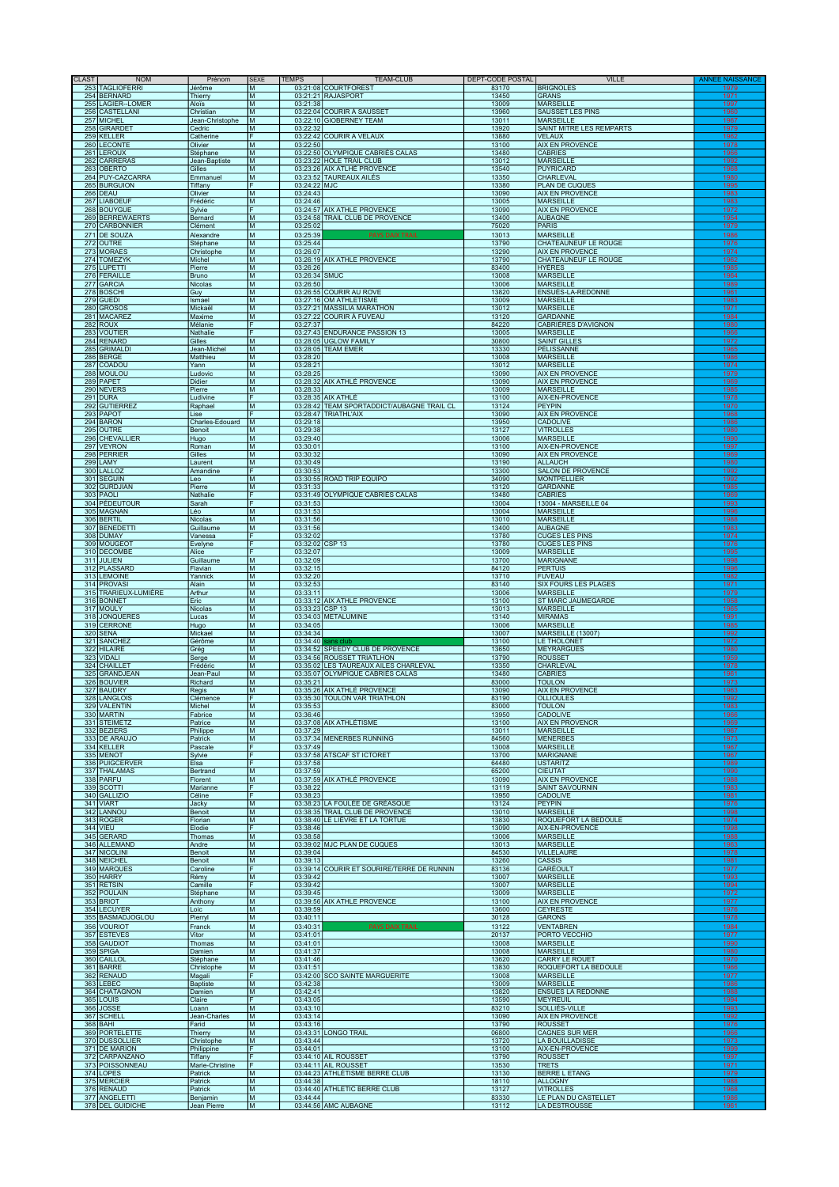| CLAST | NOM | Prénom | SEXE | TEMPS | TEAM-CLUB | DEPT-CODE POSTAL | VILLE | ANNEE NAISSANCE |
|---|---|---|---|---|---|---|---|---|
| 253 | TAGLIOFERRI | Jérôme | M | 03:21:08 | COURTFOREST | 83170 | BRIGNOLES | 1979 |
| 254 | BERNARD | Thierry | M | 03:21:21 | RAJASPORT | 13450 | GRANS | 1971 |
| 255 | LAGIER--LOMER | Aloïs | M | 03:21:38 | | 13009 | MARSEILLE | 1997 |
| 256 | CASTELLANI | Christian | M | 03:22:04 | COURIR A SAUSSET | 13960 | SAUSSET LES PINS | 1960 |
| 257 | MICHEL | Jean-Christophe | M | 03:22:10 | GIOBERNEY TEAM | 13011 | MARSEILLE | 1967 |
| 258 | GIRARDET | Cedric | M | 03:22:32 | | 13920 | SAINT MITRE LES REMPARTS | 1979 |
| 259 | KELLER | Catherine | F | 03:22:42 | COURIR A VELAUX | 13880 | VELAUX | 1962 |
| 260 | LECONTE | Olivier | M | 03:22:50 | | 13100 | AIX EN PROVENCE | 1978 |
| 261 | LEROUX | Stéphane | M | 03:22:50 | OLYMPIQUE CABRIÈS CALAS | 13480 | CABRIES | 1969 |
| 262 | CARRERAS | Jean-Baptiste | M | 03:23:22 | HOLE TRAIL CLUB | 13012 | MARSEILLE | 1992 |
| 263 | OBERTO | Gilles | M | 03:23:26 | AIX ATLHE PROVENCE | 13540 | PUYRICARD | 1968 |
| 264 | PUY-CAZCARRA | Emmanuel | M | 03:23:52 | TAUREAUX AILES | 13350 | CHARLEVAL | 1980 |
| 265 | BURGUION | Tiffany | F | 03:24:22 | MJC | 13380 | PLAN DE CUQUES | 1990 |
| 266 | DEAU | Olivier | M | 03:24:43 | | 13090 | AIX EN PROVENCE | 1983 |
| 267 | LIABOEUF | Frédéric | M | 03:24:46 | | 13005 | MARSEILLE | 1983 |
| 268 | BOUYGUE | Sylvie | F | 03:24:57 | AIX ATHLE PROVENCE | 13090 | AIX EN PROVENCE | 1972 |
| 269 | BERREWAERTS | Bernard | M | 03:24:58 | TRAIL CLUB DE PROVENCE | 13400 | AUBAGNE | 1954 |
| 270 | CARBONNIER | Clément | M | 03:25:02 | | 75020 | PARIS | 1979 |
| 271 | DE SOUZA | Alexandre | M | 03:25:39 | PAYS D'AIX TRAIL | 13013 | MARSEILLE | 1986 |
| 272 | OUTRE | Stéphane | M | 03:25:44 | | 13790 | CHATEAUNEUF LE ROUGE | 1976 |
| 273 | MORAES | Christophe | M | 03:26:07 | | 13290 | AIX EN PROVENCE | 1974 |
| 274 | TOMEZYK | Michel | M | 03:26:19 | AIX ATHLE PROVENCE | 13790 | CHATEAUNEUF LE ROUGE | 1962 |
| 275 | LUPETTI | Pierre | M | 03:26:26 | | 83400 | HYERES | 1983 |
| 276 | FERAILLE | Bruno | M | 03:26:34 | SMUC | 13008 | MARSEILLE | 1964 |
| 277 | GARCIA | Nicolas | M | 03:26:50 | | 13006 | MARSEILLE | 1989 |
| 278 | BOSCHI | Guy | M | 03:26:55 | COURIR AU ROVE | 13820 | ENSUÈS-LA-REDONNE | 1961 |
| 279 | GUEDI | Ismael | M | 03:27:16 | OM ATHLETISME | 13009 | MARSEILLE | 1983 |
| 280 | GROSOS | Mickaël | M | 03:27:21 | MASSILIA MARATHON | 13012 | MARSEILLE | 1971 |
| 281 | MACAREZ | Maxime | M | 03:27:22 | COURIR A FUVEAU | 13120 | GARDANNE | 1964 |
| 282 | ROUX | Mélanie | F | 03:27:37 | | 84220 | CABRIÈRES D'AVIGNON | 1980 |
| 283 | VOUTIER | Nathalie | F | 03:27:43 | ENDURANCE PASSION 13 | 13005 | MARSEILLE | 1966 |
| 284 | RENARD | Gilles | M | 03:28:05 | UGLOW FAMILY | 30800 | SAINT GILLES | 1972 |
| 285 | GRIMALDI | Jean-Michel | M | 03:28:05 | TEAM EMER | 13330 | PÉLISSANNE | 1965 |
| 286 | BERGE | Matthieu | M | 03:28:20 | | 13008 | MARSEILLE | 1986 |
| 287 | COADOU | Yann | M | 03:28:21 | | 13012 | MARSEILLE | 1974 |
| 288 | MOULOU | Ludovic | M | 03:28:25 | | 13090 | AIX EN PROVENCE | 1979 |
| 289 | PAPET | Didier | M | 03:28:32 | AIX ATHLÉ PROVENCE | 13090 | AIX EN PROVENCE | 1969 |
| 290 | NEVERS | Pierre | M | 03:28:33 | | 13009 | MARSEILLE | 1985 |
| 291 | DURA | Ludivine | F | 03:28:35 | AIX ATHLÉ | 13100 | AIX-EN-PROVENCE | 1975 |
| 292 | GUTIERREZ | Raphael | M | 03:28:42 | TEAM SPORTADDICT/AUBAGNE TRAIL CL | 13124 | PEYPIN | 1970 |
| 293 | PAPOT | Lise | F | 03:28:47 | TRIATHL'AIX | 13090 | AIX EN PROVENCE | 1968 |
| 294 | BARON | Charles-Edouard | M | 03:29:18 | | 13950 | CADOLIVE | 1986 |
| 295 | OUTRE | Benoit | M | 03:29:38 | | 13127 | VITROLLES | 1980 |
| 296 | CHEVALLIER | Hugo | M | 03:29:40 | | 13006 | MARSEILLE | 1990 |
| 297 | VEYRON | Roman | M | 03:30:01 | | 13100 | AIX-EN-PROVENCE | 1957 |
| 298 | PERRIER | Gilles | M | 03:30:32 | | 13090 | AIX EN PROVENCE | 1969 |
| 299 | LAMY | Laurent | M | 03:30:49 | | 13190 | ALLAUCH | 1980 |
| 300 | LALLOZ | Amandine | F | 03:30:53 | | 13300 | SALON DE PROVENCE | 1992 |
| 301 | SEGUIN | Leo | M | 03:30:55 | ROAD TRIP EQUIPO | 34090 | MONTPELLIER | 1992 |
| 302 | GURDJIAN | Pierre | M | 03:31:33 | | 13120 | GARDANNE | 1985 |
| 303 | PAOLI | Nathalie | F | 03:31:49 | OLYMPIQUE CABRIÈS CALAS | 13480 | CABRIÈS | 1964 |
| 304 | PÉDEUTOUR | Sarah | F | 03:31:53 | | 13004 | 13004 - MARSEILLE 04 | 1983 |
| 305 | MAGNAN | Léo | M | 03:31:53 | | 13004 | MARSEILLE | 1996 |
| 306 | BERTIL | Nicolas | M | 03:31:56 | | 13010 | MARSEILLE | 1986 |
| 307 | BENEDETTI | Guillaume | M | 03:31:56 | | 13400 | AUBAGNE | 1983 |
| 308 | DUMAY | Vanessa | F | 03:32:02 | | 13780 | CUGES LES PINS | 1974 |
| 309 | MOUGEOT | Evelyne | F | 03:32:02 | CSP 13 | 13780 | CUGES LES PINS | 1976 |
| 310 | DECOMBE | Alice | F | 03:32:07 | | 13009 | MARSEILLE | 1995 |
| 311 | JULIEN | Guillaume | M | 03:32:09 | | 13700 | MARIGNANE | 1998 |
| 312 | PLASSARD | Flavian | M | 03:32:15 | | 84120 | PERTUIS | 1996 |
| 313 | LEMOINE | Yannick | M | 03:32:20 | | 13710 | FUVEAU | 1962 |
| 314 | PROVASI | Alain | M | 03:32:53 | | 83140 | SIX FOURS LES PLAGES | 1971 |
| 315 | TRARIEUX-LUMIÈRE | Arthur | M | 03:33:11 | | 13006 | MARSEILLE | 1979 |
| 316 | BONNET | Eric | M | 03:33:12 | AIX ATHLE PROVENCE | 13100 | ST MARC JAUMEGARDE | 1958 |
| 317 | MOULY | Nicolas | M | 03:33:23 | CSP 13 | 13013 | MARSEILLE | 1985 |
| 318 | JONQUERES | Lucas | M | 03:34:03 | METALUMINE | 13140 | MIRAMAS | 1991 |
| 319 | CERRONE | Hugo | M | 03:34:05 | | 13006 | MARSEILLE | 1985 |
| 320 | SENA | Mickael | M | 03:34:34 | | 13007 | MARSEILLE (13007) | 1992 |
| 321 | SANCHEZ | Gérôme | M | 03:34:40 | sans club | 13100 | LE THOLONET | 1972 |
| 322 | HILAIRE | Grég | M | 03:34:52 | SPEEDY CLUB DE PROVENCE | 13650 | MEYRARGUES | 1980 |
| 323 | VIDALI | Serge | M | 03:34:56 | ROUSSET TRIATLHON | 13790 | ROUSSET | 1959 |
| 324 | CHAILLET | Frédéric | M | 03:35:02 | LES TAUREAUX AILES CHARLEVAL | 13350 | CHARLEVAL | 1978 |
| 325 | GRANDJEAN | Jean-Paul | M | 03:35:07 | OLYMPIQUE CABRIES CALAS | 13480 | CABRIES | 1961 |
| 326 | BOUVIER | Richard | M | 03:35:21 | | 83000 | TOULON | 1973 |
| 327 | BAUDRY | Regis | M | 03:35:26 | AIX ATHLE PROVENCE | 13090 | AIX EN PROVENCE | 1963 |
| 328 | LANGLOIS | Clémence | F | 03:35:30 | TOULON VAR TRIATHLON | 83190 | OLLIOULES | 1992 |
| 329 | VALENTIN | Michel | M | 03:35:53 | | 83000 | TOULON | 1963 |
| 330 | MARTIN | Fabrice | M | 03:36:46 | | 13950 | CADOLIVE | 1966 |
| 331 | STEIMETZ | Patrice | M | 03:37:08 | AIX ATHLÉTISME | 13100 | AIX EN PROVENCR | 1969 |
| 332 | BEZIERS | Philippe | M | 03:37:29 | | 13011 | MARSEILLE | 1967 |
| 333 | DE ARAUJO | Patrick | M | 03:37:34 | MENERBES RUNNING | 84560 | MENERBES | 1975 |
| 334 | KELLER | Pascale | F | 03:37:49 | | 13008 | MARSEILLE | 1967 |
| 335 | MENOT | Sylvie | F | 03:37:58 | ATSCAF ST ICTORET | 13700 | MARIGNANE | 1967 |
| 336 | PUIGCERVER | Elsa | F | 03:37:58 | | 64480 | USTARITZ | 1989 |
| 337 | THALAMAS | Bertrand | M | 03:37:59 | | 65200 | CIEUTAT | 1990 |
| 338 | PARFU | Florent | M | 03:37:59 | AIX ATHLÉ PROVENCE | 13090 | AIX EN PROVENCE | 1988 |
| 339 | SCOTTI | Marianne | F | 03:38:22 | | 13119 | SAINT SAVOURNIN | 1983 |
| 340 | GALLIZIO | Céline | F | 03:38:23 | | 13950 | CADOLIVE | 1981 |
| 341 | VIART | Jacky | M | 03:38:23 | LA FOULEE DE GREASQUE | 13124 | PEYPIN | 1976 |
| 342 | LANNOU | Benoit | M | 03:38:35 | TRAIL CLUB DE PROVENCE | 13010 | MARSEILLE | 1990 |
| 343 | ROGER | Florian | M | 03:38:40 | LE LIEVRE ET LA TORTUE | 13830 | ROQUEFORT LA BEDOULE | 1974 |
| 344 | VIEU | Elodie | F | 03:38:46 | | 13090 | AIX-EN-PROVENCE | 1986 |
| 345 | GERARD | Thomas | M | 03:38:58 | | 13006 | MARSEILLE | 1988 |
| 346 | ALLEMAND | Andre | M | 03:39:02 | MJC PLAN DE CUQUES | 13013 | MARSEILLE | 1963 |
| 347 | NICOLINI | Benoit | M | 03:39:04 | | 84530 | VILLELAURE | 1978 |
| 348 | NEICHEL | Benoit | M | 03:39:13 | | 13260 | CASSIS | 1981 |
| 349 | MARQUES | Caroline | F | 03:39:14 | COURIR ET SOURIRE/TERRE DE RUNNIN | 83136 | GAREOULT | 1977 |
| 350 | HARRY | Rémy | M | 03:39:42 | | 13007 | MARSEILLE | 1993 |
| 351 | RETSIN | Camille | F | 03:39:42 | | 13007 | MARSEILLE | 1994 |
| 352 | POULAIN | Stéphane | M | 03:39:45 | | 13009 | MARSEILLE | 1972 |
| 353 | BRIOT | Anthony | M | 03:39:56 | AIX ATHLE PROVENCE | 13100 | AIX EN PROVENCE | 1977 |
| 354 | LECUYER | Loic | M | 03:39:59 | | 13600 | CEYRESTE | 1976 |
| 355 | BASMADJOGLOU | Pierryl | M | 03:40:11 | | 30128 | GARONS | 1976 |
| 356 | VOURIOT | Franck | M | 03:40:31 | PAYS D'AIX TRAIL | 13122 | VENTABREN | 1984 |
| 357 | ESTEVES | Vitor | M | 03:41:01 | | 20137 | PORTO VECCHIO | 1977 |
| 358 | GAUDIOT | Thomas | M | 03:41:01 | | 13008 | MARSEILLE | 1990 |
| 359 | SPIGA | Damien | M | 03:41:37 | | 13008 | MARSEILLE | 1980 |
| 360 | CAILLOL | Stéphane | M | 03:41:46 | | 13620 | CARRY LE ROUET | 1970 |
| 361 | BARRE | Christophe | M | 03:41:51 | | 13830 | ROQUEFORT LA BEDOULE | 1966 |
| 362 | RENAUD | Magali | F | 03:42:00 | SCO SAINTE MARGUERITE | 13008 | MARSEILLE | 1977 |
| 363 | LEBEC | Baptiste | M | 03:42:38 | | 13009 | MARSEILLE | 1988 |
| 364 | CHATAGNON | Damien | M | 03:42:41 | | 13820 | ENSUES LA REDONNE | 1988 |
| 365 | LOUIS | Claire | F | 03:43:05 | | 13590 | MEYREUIL | 1994 |
| 366 | JOSSE | Loann | M | 03:43:10 | | 83210 | SOLLIÈS-VILLE | 1993 |
| 367 | SCHELL | Jean-Charles | M | 03:43:14 | | 13090 | AIX EN PROVENCE | 1992 |
| 368 | BAHI | Farid | M | 03:43:16 | | 13790 | ROUSSET | 1976 |
| 369 | PORTELETTE | Thierry | M | 03:43:31 | LONGO TRAIL | 06800 | CAGNES SUR MER | 1966 |
| 370 | DUSSOLLIER | Christophe | M | 03:43:44 | | 13720 | LA BOUILLADISSE | 1973 |
| 371 | DE MARION | Philippine | F | 03:44:01 | | 13100 | AIX-EN-PROVENCE | 1998 |
| 372 | CARPANZANO | Tiffany | F | 03:44:10 | AIL ROUSSET | 13790 | ROUSSET | 1987 |
| 373 | POISSONNEAU | Marie-Christine | F | 03:44:11 | AIL ROUSSET | 13530 | TRETS | 1971 |
| 374 | LOPES | Patrick | M | 03:44:23 | ATHLÉTISME BERRE CLUB | 13130 | BERRE L ETANG | 1979 |
| 375 | MERCIER | Patrick | M | 03:44:38 | | 18110 | ALLOGNY | 1988 |
| 376 | RENAUD | Patrick | M | 03:44:40 | ATHLETIC BERRE CLUB | 13127 | VITROLLES | 1968 |
| 377 | ANGELETTI | Benjamin | M | 03:44:44 | | 83330 | LE PLAN DU CASTELLET | 1986 |
| 378 | DEL GUIDICHE | Jean Pierre | M | 03:44:56 | AMC AUBAGNE | 13112 | LA DESTROUSSE | 1961 |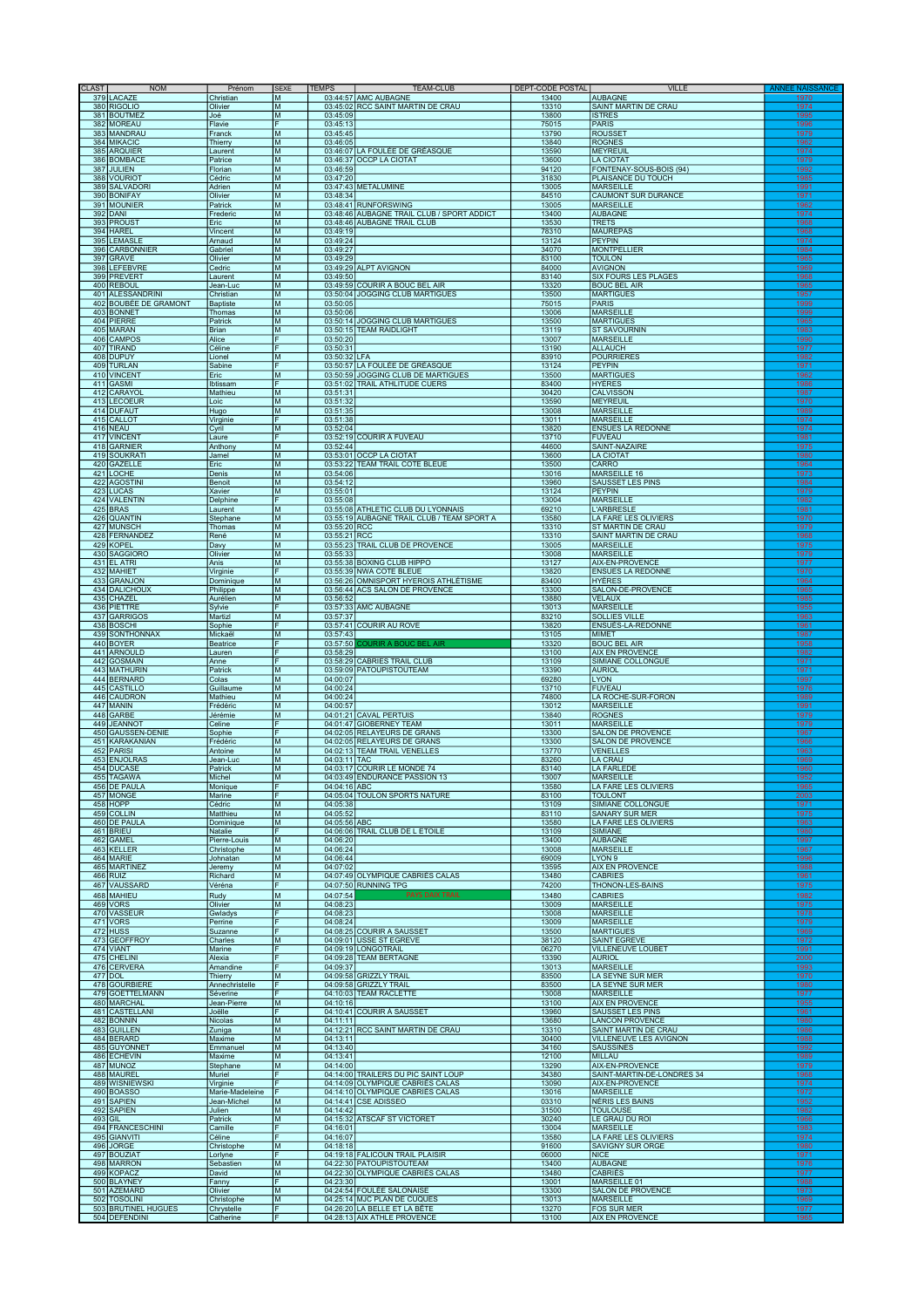| CLAST | NOM | Prénom | SEXE | TEMPS | TEAM-CLUB | DEPT-CODE POSTAL | VILLE | ANNEE NAISSANCE |
|---|---|---|---|---|---|---|---|---|
| 379 | LACAZE | Christian | M | 03:44:57 | AMC AUBAGNE | 13400 | AUBAGNE | 1970 |
| 380 | RIGOLIO | Olivier | M | 03:45:02 | RCC SAINT MARTIN DE CRAU | 13310 | SAINT MARTIN DE CRAU | 1974 |
| 381 | BOUTMEZ | Joé | M | 03:45:09 | | 13800 | ISTRES | 1985 |
| 382 | MOREAU | Flavie | F | 03:45:13 | | 75015 | PARIS | 1986 |
| 383 | MANDRAU | Franck | M | 03:45:45 | | 13790 | ROUSSET | 1979 |
| 384 | MIKACIC | Thierry | M | 03:46:05 | | 13840 | ROGNES | 1962 |
| 385 | ARQUIER | Laurent | M | 03:46:07 | LA FOULÉE DE GRÉASQUE | 13590 | MEYREUIL | 1974 |
| 386 | BOMBACE | Patrice | M | 03:46:37 | OCCP LA CIOTAT | 13600 | LA CIOTAT | 1976 |
| 387 | JULIEN | Florian | M | 03:46:59 | | 94120 | FONTENAY-SOUS-BOIS (94) | 1992 |
| 388 | VOURIOT | Cédric | M | 03:47:20 | | 31830 | PLAISANCE DU TOUCH | 1985 |
| 389 | SALVADORI | Adrien | M | 03:47:43 | METALUMINE | 13005 | MARSEILLE | 1981 |
| 390 | BONIFAY | Olivier | M | 03:48:34 | | 84510 | CAUMONT SUR DURANCE | 1971 |
| 391 | MOUNIER | Patrick | M | 03:48:41 | RUNFORSWING | 13005 | MARSEILLE | 1962 |
| 392 | DANI | Frederic | M | 03:48:46 | AUBAGNE TRAIL CLUB / SPORT ADDICT | 13400 | AUBAGNE | 1974 |
| 393 | PROUST | Eric | M | 03:48:46 | AUBAGNE TRAIL CLUB | 13530 | TRETS | 1968 |
| 394 | HAREL | Vincent | M | 03:49:19 | | 78310 | MAUREPAS | 1968 |
| 395 | LEMASLE | Arnaud | M | 03:49:24 | | 13124 | PEYPIN | 1974 |
| 396 | CARBONNIER | Gabriel | M | 03:49:27 | | 34070 | MONTPELLIER | 1984 |
| 397 | GRAVE | Olivier | M | 03:49:29 | | 83100 | TOULON | 1965 |
| 398 | LEFEBVRE | Cedric | M | 03:49:29 | ALPT AVIGNON | 84000 | AVIGNON | 1985 |
| 399 | PREVERT | Laurent | M | 03:49:50 | | 83140 | SIX FOURS LES PLAGES | 1968 |
| 400 | REBOUL | Jean-Luc | M | 03:49:59 | COURIR A BOUC BEL AIR | 13320 | BOUC BEL AIR | 1965 |
| 401 | ALESSANDRINI | Christian | M | 03:50:04 | JOGGING CLUB MARTIGUES | 13500 | MARTIGUES | 1957 |
| 402 | BOUBÉE DE GRAMONT | Baptiste | M | 03:50:05 | | 75015 | PARIS | 1989 |
| 403 | BONNET | Thomas | M | 03:50:06 | | 13006 | MARSEILLE | 1988 |
| 404 | PIERRE | Patrick | M | 03:50:14 | JOGGING CLUB MARTIGUES | 13500 | MARTIGUES | 1965 |
| 405 | MARAN | Brian | M | 03:50:15 | TEAM RAIDLIGHT | 13119 | ST SAVOURNIN | 1983 |
| 406 | CAMPOS | Alice | F | 03:50:20 | | 13007 | MARSEILLE | 1990 |
| 407 | TIRAND | Céline | F | 03:50:31 | | 13190 | ALLAUCH | 1977 |
| 408 | DUPUY | Lionel | M | 03:50:32 | LFA | 83910 | POURRIERES | 1982 |
| 409 | TURLAN | Sabine | F | 03:50:57 | LA FOULÉE DE GRÉASQUE | 13124 | PEYPIN | 1971 |
| 410 | VINCENT | Eric | M | 03:50:59 | JOGGING CLUB DE MARTIGUES | 13500 | MARTIGUES | 1962 |
| 411 | GASMI | Ibtissam | F | 03:51:02 | TRAIL ATHLITUDE CUERS | 83400 | HYÈRES | 1986 |
| 412 | CARAYOL | Mathieu | M | 03:51:31 | | 30420 | CALVISSON | 1987 |
| 413 | LECOEUR | Loïc | M | 03:51:32 | | 13590 | MEYREUIL | 1970 |
| 414 | DUFAUT | Hugo | M | 03:51:35 | | 13008 | MARSEILLE | 1989 |
| 415 | CALLOT | Virginie | F | 03:51:38 | | 13011 | MARSEILLE | 1974 |
| 416 | NEAU | Cyril | M | 03:52:04 | | 13820 | ENSUES LA REDONNE | 1974 |
| 417 | VINCENT | Laure | F | 03:52:19 | COURIR A FUVEAU | 13710 | FUVEAU | 1981 |
| 418 | GARNIER | Anthony | M | 03:52:44 | | 44600 | SAINT-NAZAIRE | 1975 |
| 419 | SOUKRATI | Jamel | M | 03:53:01 | OCCP LA CIOTAT | 13600 | LA CIOTAT | 1980 |
| 420 | GAZELLE | Eric | M | 03:53:22 | TEAM TRAIL COTE BLEUE | 13500 | CARRO | 1964 |
| 421 | LOCHE | Denis | M | 03:54:06 | | 13016 | MARSEILLE 16 | 1973 |
| 422 | AGOSTINI | Benoit | M | 03:54:12 | | 13960 | SAUSSET LES PINS | 1984 |
| 423 | LUCAS | Xavier | M | 03:55:01 | | 13124 | PEYPIN | 1979 |
| 424 | VALENTIN | Delphine | F | 03:55:08 | | 13004 | MARSEILLE | 1983 |
| 425 | BRAS | Laurent | M | 03:55:08 | ATHLETIC CLUB DU LYONNAIS | 69210 | L'ARBRESLE | 1981 |
| 426 | QUANTIN | Stephane | M | 03:55:19 | AUBAGNE TRAIL CLUB / TEAM SPORT A | 13580 | LA FARE LES OLIVIERS | 1970 |
| 427 | MUNSCH | Thomas | M | 03:55:20 | RCC | 13310 | ST MARTIN DE CRAU | 1979 |
| 428 | FERNANDEZ | René | M | 03:55:21 | RCC | 13310 | SAINT MARTIN DE CRAU | 1966 |
| 429 | KOPEL | Davy | M | 03:55:23 | TRAIL CLUB DE PROVENCE | 13005 | MARSEILLE | 1975 |
| 430 | SAGGIORO | Olivier | M | 03:55:33 | | 13008 | MARSEILLE | 1979 |
| 431 | EL ATRI | Anis | M | 03:55:38 | BOXING CLUB HIPPO | 13127 | AIX-EN-PROVENCE | 1977 |
| 432 | MAHIET | Virginie | F | 03:55:39 | NWA COTE BLEUE | 13820 | ENSUES LA REDONNE | 1970 |
| 433 | GRANJON | Dominique | M | 03:56:26 | OMNISPORT HYEROIS ATHLÉTISME | 83400 | HYÈRES | 1964 |
| 434 | DALICHOUX | Philippe | M | 03:56:44 | ACS SALON DE PROVENCE | 13300 | SALON-DE-PROVENCE | 1965 |
| 435 | CHAZEL | Aurélien | M | 03:56:52 | | 13880 | VELAUX | 1985 |
| 436 | PIETTRE | Sylvie | F | 03:57:33 | AMC AUBAGNE | 13013 | MARSEILLE | 1956 |
| 437 | GARRIGOS | Martizl | M | 03:57:37 | | 83210 | SOLLIES VILLE | 1983 |
| 438 | BOSCHI | Sophie | F | 03:57:41 | COURIR AU ROVE | 13820 | ENSUÈS-LA-REDONNE | 1961 |
| 439 | SONTHONNAX | Mickaël | M | 03:57:43 | | 13105 | MIMET | 1987 |
| 440 | BOYER | Beatrice | F | 03:57:50 | COURIR A BOUC BEL AIR | 13320 | BOUC BEL AIR | 1958 |
| 441 | ARNOULD | Lauren | F | 03:58:29 | | 13100 | AIX EN PROVENCE | 1982 |
| 442 | GOSMAIN | Anne | F | 03:58:29 | CABRIES TRAIL CLUB | 13109 | SIMIANE COLLONGUE | 1971 |
| 443 | MATHURIN | Patrick | M | 03:59:09 | PATOUPISTOUTEAM | 13390 | AURIOL | 1971 |
| 444 | BERNARD | Colas | M | 04:00:07 | | 69280 | LYON | 1967 |
| 445 | CASTILLO | Guillaume | M | 04:00:24 | | 13710 | FUVEAU | 1976 |
| 446 | CAUDRON | Mathieu | M | 04:00:24 | | 74800 | LA ROCHE-SUR-FORON | 1989 |
| 447 | MANIN | Frédéric | M | 04:00:57 | | 13012 | MARSEILLE | 1991 |
| 448 | GARBE | Jérémie | M | 04:01:21 | CAVAL PERTUIS | 13840 | ROGNES | 1979 |
| 449 | JEANNOT | Celine | F | 04:01:47 | GIOBERNEY TEAM | 13011 | MARSEILLE | 1979 |
| 450 | GAUSSEN-DENIE | Sophie | F | 04:02:05 | RELAYEURS DE GRANS | 13300 | SALON DE PROVENCE | 1967 |
| 451 | KARAKANIAN | Frédéric | M | 04:02:05 | RELAYEURS DE GRANS | 13300 | SALON DE PROVENCE | 1966 |
| 452 | PARISI | Antoine | M | 04:02:13 | TEAM TRAIL VENELLES | 13770 | VENELLES | 1963 |
| 453 | ENJOLRAS | Jean-Luc | M | 04:03:11 | TAC | 83260 | LA CRAU | 1969 |
| 454 | DUCASE | Patrick | M | 04:03:17 | COURIR LE MONDE 74 | 83140 | LA FARLEDE | 1960 |
| 455 | TAGAWA | Michel | M | 04:03:49 | ENDURANCE PASSION 13 | 13007 | MARSEILLE | 1952 |
| 456 | DE PAULA | Monique | F | 04:04:16 | ABC | 13580 | LA FARE LES OLIVIERS | 1965 |
| 457 | MONGE | Marine | F | 04:05:04 | TOULON SPORTS NATURE | 83100 | TOULON | 2003 |
| 458 | HOPP | Cédric | M | 04:05:38 | | 13109 | SIMIANE COLLONGUE | 1971 |
| 459 | COLLIN | Matthieu | M | 04:05:52 | | 83110 | SANARY SUR MER | 1975 |
| 460 | DE PAULA | Dominique | M | 04:05:56 | ABC | 13580 | LA FARE LES OLIVIERS | 1963 |
| 461 | BRIEU | Natalie | F | 04:06:06 | TRAIL CLUB DE L ETOILE | 13109 | SIMIANE | 1980 |
| 462 | GAMEL | Pierre-Louis | M | 04:06:20 | | 13400 | AUBAGNE | 1997 |
| 463 | KELLER | Christophe | M | 04:06:24 | | 13008 | MARSEILLE | 1967 |
| 464 | MARIE | Johnatan | M | 04:06:44 | | 69009 | LYON 9 | 1990 |
| 465 | MARTINEZ | Jeremy | M | 04:07:02 | | 13595 | AIX EN PROVENCE | 1988 |
| 466 | RUIZ | Richard | M | 04:07:49 | OLYMPIQUE CABRIÈS CALAS | 13480 | CABRIES | 1961 |
| 467 | VAUSSARD | Véréna | F | 04:07:50 | RUNNING TPG | 74200 | THONON-LES-BAINS | 1975 |
| 468 | MAHIEU | Rudy | M | 04:07:54 | PAYS D'AIX TRAIL | 13480 | CABRIES | 1982 |
| 469 | VORS | Olivier | M | 04:08:23 | | 13009 | MARSEILLE | 1975 |
| 470 | VASSEUR | Gwladys | F | 04:08:23 | | 13008 | MARSEILLE | 1976 |
| 471 | VORS | Perrine | F | 04:08:24 | | 13009 | MARSEILLE | 1979 |
| 472 | HUSS | Suzanne | F | 04:08:25 | COURIR A SAUSSET | 13500 | MARTIGUES | 1969 |
| 473 | GEOFFROY | Charles | M | 04:09:01 | USSE ST EGREVE | 38120 | SAINT EGREVE | 1972 |
| 474 | VIANT | Marine | F | 04:09:19 | LONGOTRAIL | 06270 | VILLENEUVE LOUBET | 1991 |
| 475 | CHELINI | Alexia | F | 04:09:28 | TEAM BERTAGNE | 13390 | AURIOL | 2000 |
| 476 | CERVERA | Amandine | F | 04:09:37 | | 13013 | MARSEILLE | 1993 |
| 477 | DOL | Thierry | M | 04:09:58 | GRIZZLY TRAIL | 83500 | LA SEYNE SUR MER | 1970 |
| 478 | GOURBIERE | Annechristelle | F | 04:09:58 | GRIZZLY TRAIL | 83500 | LA SEYNE SUR MER | 1980 |
| 479 | GOETTELMANN | Séverine | F | 04:10:03 | TEAM RACLETTE | 13008 | MARSEILLE | 1977 |
| 480 | MARCHAL | Jean-Pierre | M | 04:10:16 | | 13100 | AIX EN PROVENCE | 1955 |
| 481 | CASTELLANI | Joëlle | F | 04:10:41 | COURIR À SAUSSET | 13960 | SAUSSET LES PINS | 1961 |
| 482 | BONNIN | Nicolas | M | 04:11:11 | | 13680 | LANCON PROVENCE | 1980 |
| 483 | GUILLEN | Zuniga | M | 04:12:21 | RCC SAINT MARTIN DE CRAU | 13310 | SAINT MARTIN DE CRAU | 1986 |
| 484 | BERARD | Maxime | M | 04:13:11 | | 30400 | VILLENEUVE LES AVIGNON | 1988 |
| 485 | GUYONNET | Emmanuel | M | 04:13:40 | | 34160 | SAUSSINES | 1992 |
| 486 | ECHEVIN | Maxime | M | 04:13:41 | | 12100 | MILLAU | 1989 |
| 487 | MUNOZ | Stephane | M | 04:14:00 | | 13290 | AIX-EN-PROVENCE | 1979 |
| 488 | MAUREL | Muriel | F | 04:14:00 | TRAILERS DU PIC SAINT LOUP | 34380 | SAINT-MARTIN-DE-LONDRES 34 | 1965 |
| 489 | WISNIEWSKI | Virginie | F | 04:14:09 | OLYMPIQUE CABRIÈS CALAS | 13090 | AIX-EN-PROVENCE | 1974 |
| 490 | BOASSO | Marie-Madeleine | F | 04:14:10 | OLYMPIQUE CABRIÈS CALAS | 13016 | MARSEILLE | 1972 |
| 491 | SAPIEN | Jean-Michel | M | 04:14:41 | CSE ADISSEO | 03310 | NÉRIS LES BAINS | 1962 |
| 492 | SAPIEN | Julien | M | 04:14:42 | | 31500 | TOULOUSE | 1992 |
| 493 | GIL | Patrick | M | 04:15:32 | ATSCAF ST VICTORET | 30240 | LE GRAU DU ROI | 1968 |
| 494 | FRANCESCHINI | Camille | F | 04:16:01 | | 13004 | MARSEILLE | 1983 |
| 495 | GIANVITI | Céline | F | 04:16:07 | | 13580 | LA FARE LES OLIVIERS | 1974 |
| 496 | JORGE | Christophe | M | 04:18:18 | | 91600 | SAVIGNY SUR ORGE | 1980 |
| 497 | BOUZIAT | Lorlyne | F | 04:19:18 | FALICOUN TRAIL PLAISIR | 06000 | NICE | 1971 |
| 498 | MARRON | Sebastien | M | 04:22:30 | PATOUPISTOUTEAM | 13400 | AUBAGNE | 1976 |
| 499 | KOPACZ | David | M | 04:22:30 | OLYMPIQUE CABRIÈS CALAS | 13480 | CABRIÈS | 1977 |
| 500 | BLAYNEY | Fanny | F | 04:23:30 | | 13001 | MARSEILLE 01 | 1988 |
| 501 | AZEMARD | Olivier | M | 04:24:54 | FOULÉE SALONAISE | 13300 | SALON DE PROVENCE | 1973 |
| 502 | TOSOLINI | Christophe | M | 04:25:14 | MJC PLAN DE CUQUES | 13013 | MARSEILLE | 1969 |
| 503 | BRUTINEL HUGUES | Chrystelle | F | 04:26:20 | LA BELLE ET LA BÊTE | 13270 | FOS SUR MER | 1977 |
| 504 | DEFENDINI | Catherine | F | 04:28:13 | AIX ATHLE PROVENCE | 13100 | AIX EN PROVENCE | 1963 |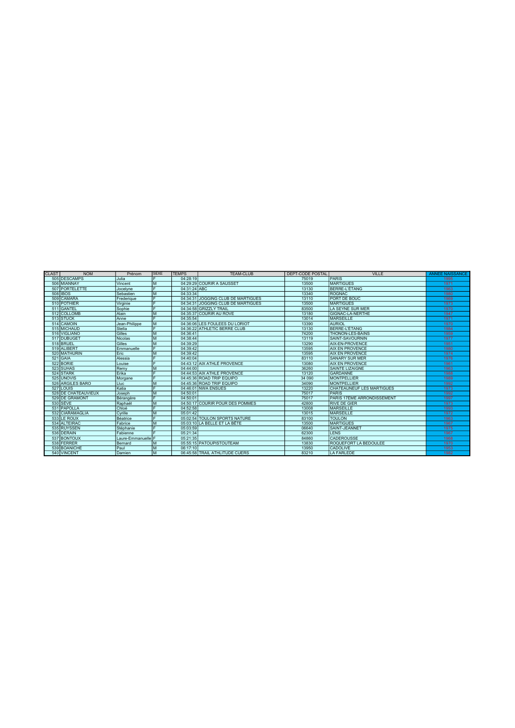| CLAST | NOM | Prénom | SEXE | TEMPS | TEAM-CLUB | DEPT-CODE POSTAL | VILLE | ANNEE NAISSANCE |
|---|---|---|---|---|---|---|---|---|
| 505 | DESCAMPS | Julia | F | 04:28:19 | | 75019 | PARIS | 1985 |
| 506 | MIANNAY | Vincent | M | 04:29:29 | COURIR A SAUSSET | 13500 | MARTIGUES | 1971 |
| 507 | PORTELETTE | Jocelyne | F | 04:31:24 | ABC | 13130 | BERRE-L'ÉTANG | 1963 |
| 508 | IBOS | Sebastien | M | 04:33:34 | | 13340 | ROGNAC | 1980 |
| 509 | CAMARA | Frederique | F | 04:34:31 | JOGGING CLUB DE MARTIGUES | 13110 | PORT DE BOUC | 1969 |
| 510 | POTHIER | Virginie | F | 04:34:31 | JOGGING CLUB DE MARTIGUES | 13500 | MARTIGUES | 1973 |
| 511 | GANTEL | Sophie | F | 04:34:58 | GRIZZLY TRAIL | 83500 | LA SEYNE SUR MER | 1970 |
| 512 | COLLOMB | Alain | M | 04:35:37 | COURIR AU ROVE | 13180 | GIGNAC-LA-NERTHE | 1947 |
| 513 | STUCK | Anne | F | 04:35:54 | | 13014 | MARSEILLE | 1971 |
| 514 | CAMOIN | Jean-Philippe | M | 04:36:06 | LES FOULEES DU LORIOT | 13390 | AURIOL | 1970 |
| 515 | MICHAUD | Stella | F | 04:36:22 | ATHLETIC BERRE CLUB | 13130 | BERRE-L'ÉTANG | 1984 |
| 516 | VIGLIANO | Gilles | M | 04:36:41 | | 74200 | THONON-LES-BAINS | 1959 |
| 517 | DUBUGET | Nicolas | M | 04:38:44 | | 13119 | SAINT-SAVOURNIN | 1977 |
| 518 | BRUEL | Gilles | M | 04:39:29 | | 13290 | AIX-EN-PROVENCE | 1951 |
| 519 | ALIBERT | Emmanuelle | F | 04:39:42 | | 13595 | AIX EN PROVENCE | 1980 |
| 520 | MATHURIN | Eric | M | 04:39:42 | | 13595 | AIX EN PROVENCE | 1974 |
| 521 | GAIA | Alessia | F | 04:40:04 | | 83110 | SANARY SUR MER | 1976 |
| 522 | BORIE | Louise | F | 04:43:12 | AIX ATHLÉ PROVENCE | 13080 | AIX EN PROVENCE | 1961 |
| 523 | SUHAS | Remy | M | 04:44:00 | | 36260 | SAINTE LIZAIGNE | 1963 |
| 524 | STARK | Erika | F | 04:44:53 | AIX ATHLE PROVENCE | 13120 | GARDANNE | 1988 |
| 525 | UNOVIS | Morgane | F | 04:45:36 | ROAD TRIP EQUIPO | 34 090 | MONTPELLIER | 1989 |
| 526 | ARGILES BARO | Lluc | M | 04:45:36 | ROAD TRIP EQUIPO | 34090 | MONTPELLIER | 1982 |
| 527 | LOUIS | Katia | F | 04:46:01 | NWA ENSUES | 13220 | CHATEAUNEUF LES MARTIGUES | 1973 |
| 528 | DE CHATEAUVIEUX | Joseph | M | 04:50:01 | | 75017 | PARIS | 1992 |
| 529 | DE GRAMONT | Bérangère | F | 04:50:01 | | 75017 | PARIS 17EME ARRONDISSEMENT | 1987 |
| 530 | SÈVE | Raphaël | M | 04:50:17 | COURIR POUR DES POMMES | 42800 | RIVE DE GIER | 1973 |
| 531 | PAPOLLA | Chloé | F | 04:52:58 | | 13008 | MARSEILLE | 1993 |
| 532 | CIARAMAGLIA | Cyrille | M | 05:01:42 | | 13015 | MARSEILLE | 1972 |
| 533 | LE ROUX | Béatrice | F | 05:02:54 | TOULON SPORTS NATURE | 83100 | TOULON | 1963 |
| 534 | ALTEIRAC | Fabrice | M | 05:03:10 | LA BELLE ET LA BÊTE | 13500 | MARTIGUES | 1967 |
| 535 | RUYSSEN | Stéphanie | F | 05:03:59 | | 06640 | SAINT-JEANNET | 1975 |
| 536 | DERAIN | Fabienne | F | 05:21:34 | | 62300 | LENS | 1967 |
| 537 | BONTOUX | Laure-Emmanuelle | F | 05:21:35 | | 84860 | CADEROUSSE | 1968 |
| 538 | FERRER | Bernard | M | 05:55:15 | PATOUPISTOUTEAM | 13830 | ROQUEFORT LA BEDOULEE | 1970 |
| 539 | BOANICHE | Paul | M | 06:17:10 | | 13950 | CADOLIVE | 1953 |
| 540 | VINCENT | Damien | M | 06:45:58 | TRAIL ATHLITUDE CUERS | 83210 | LA FARLEDE | 1982 |